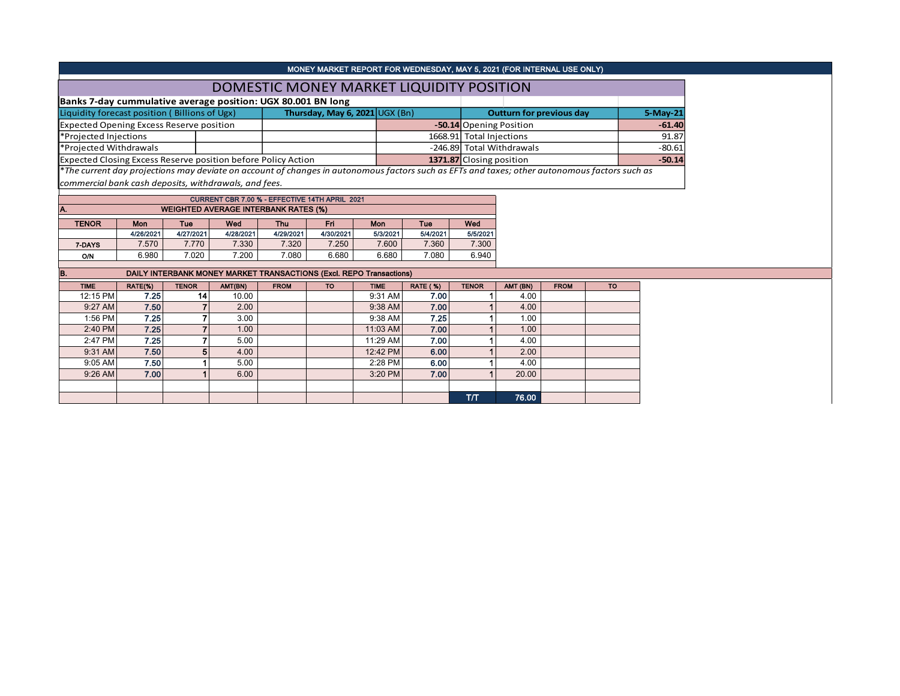MONEY MARKET REPORT FOR WEDNESDAY, MAY 5, 2021 (FOR INTERNAL USE ONLY)

# DOMESTIC MONEY MARKET LIQUIDITY POSITION

**Banks 7-day cummulative average position: UGX 80.001 BN long**

| Liquidity forecast position ( Billions of Ugx) | Thursday, May 6, 2021 UGX (Bn) | Outturn for previous day | 5-May-21 |
|---|---|---|---|
| Expected Opening Excess Reserve position | **-50.14** | Opening Position | **-61.40** |
| *Projected Injections | 1668.91 | Total Injections | 91.87 |
| *Projected Withdrawals | -246.89 | Total Withdrawals | -80.61 |
| Expected Closing Excess Reserve position before Policy Action | **1371.87** | Closing position | **-50.14** |

*\*The current day projections may deviate on account of changes in autonomous factors such as EFTs and taxes; other autonomous factors such as commercial bank cash deposits, withdrawals, and fees.*

CURRENT CBR 7.00 % - EFFECTIVE 14TH APRIL 2021

## A. WEIGHTED AVERAGE INTERBANK RATES (%)

| TENOR | Mon | Tue | Wed | Thu | Fri | Mon | Tue | Wed |
|---|---|---|---|---|---|---|---|---|
| | 4/26/2021 | 4/27/2021 | 4/28/2021 | 4/29/2021 | 4/30/2021 | 5/3/2021 | 5/4/2021 | 5/5/2021 |
| 7-DAYS | 7.570 | 7.770 | 7.330 | 7.320 | 7.250 | 7.600 | 7.360 | 7.300 |
| O/N | 6.980 | 7.020 | 7.200 | 7.080 | 6.680 | 6.680 | 7.080 | 6.940 |

## B. DAILY INTERBANK MONEY MARKET TRANSACTIONS (Excl. REPO Transactions)

| TIME | RATE(%) | TENOR | AMT(BN) | FROM | TO | TIME | RATE ( %) | TENOR | AMT (BN) | FROM | TO |
|---|---|---|---|---|---|---|---|---|---|---|---|
| 12:15 PM | 7.25 | 14 | 10.00 | | | 9:31 AM | 7.00 | 1 | 4.00 | | |
| 9:27 AM | 7.50 | 7 | 2.00 | | | 9:38 AM | 7.00 | 1 | 4.00 | | |
| 1:56 PM | 7.25 | 7 | 3.00 | | | 9:38 AM | 7.25 | 1 | 1.00 | | |
| 2:40 PM | 7.25 | 7 | 1.00 | | | 11:03 AM | 7.00 | 1 | 1.00 | | |
| 2:47 PM | 7.25 | 7 | 5.00 | | | 11:29 AM | 7.00 | 1 | 4.00 | | |
| 9:31 AM | 7.50 | 5 | 4.00 | | | 12:42 PM | 6.00 | 1 | 2.00 | | |
| 9:05 AM | 7.50 | 1 | 5.00 | | | 2:28 PM | 6.00 | 1 | 4.00 | | |
| 9:26 AM | 7.00 | 1 | 6.00 | | | 3:20 PM | 7.00 | 1 | 20.00 | | |
| | | | | | | | | | | | |
| | | | | | | | | T/T | 76.00 | | |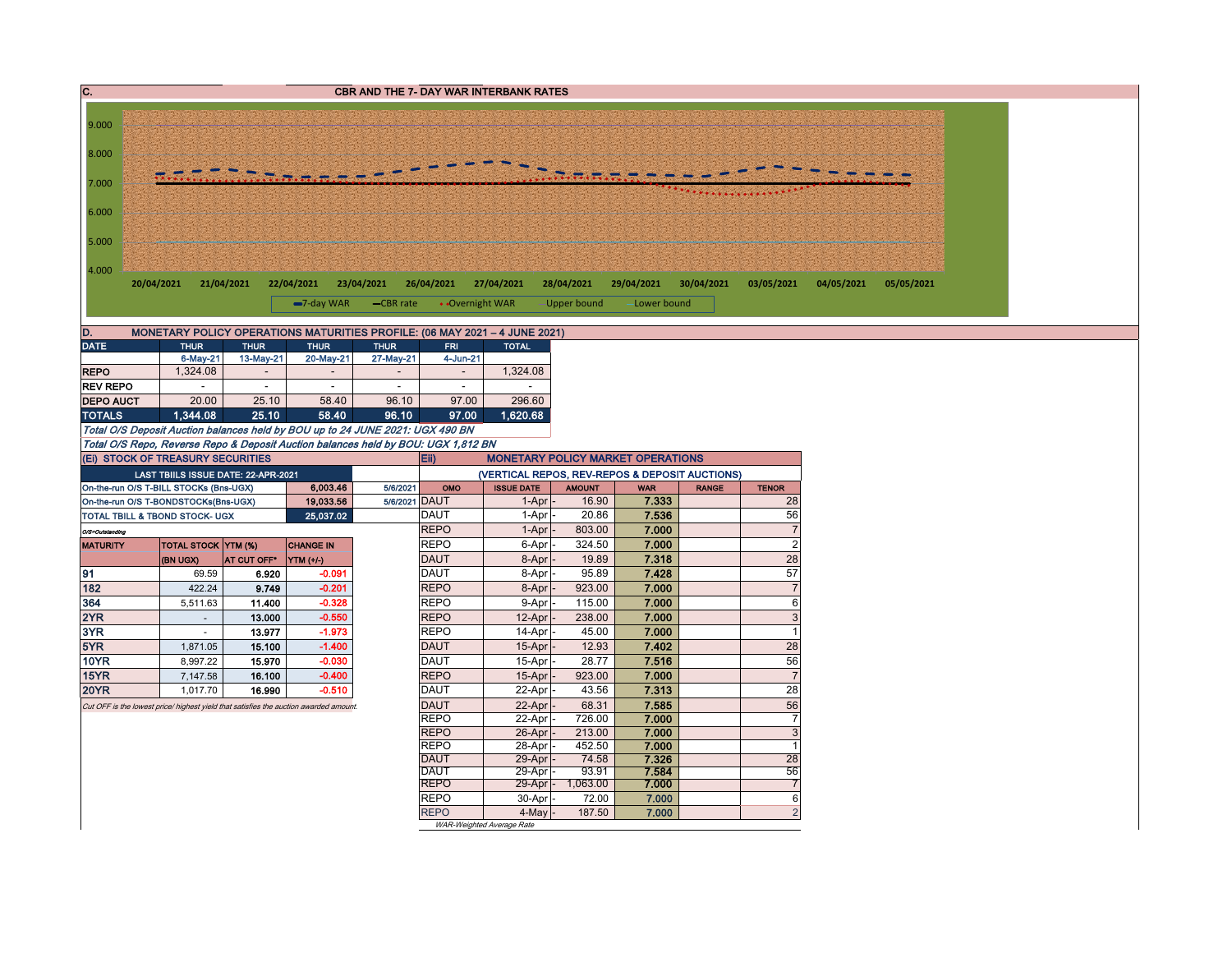## C. CBR AND THE 7- DAY WAR INTERBANK RATES

9.000
8.000
7.000
6.000
5.000
4.000

20/04/2021 21/04/2021 22/04/2021 23/04/2021 26/04/2021 27/04/2021 28/04/2021 29/04/2021 30/04/2021 03/05/2021 04/05/2021 05/05/2021

7-day WAR — CBR rate — Overnight WAR — Upper bound — Lower bound

## D. MONETARY POLICY OPERATIONS MATURITIES PROFILE: (06 MAY 2021 – 4 JUNE 2021)

| DATE | THUR | THUR | THUR | THUR | FRI | TOTAL |
|---|---|---|---|---|---|---|
| | 6-May-21 | 13-May-21 | 20-May-21 | 27-May-21 | 4-Jun-21 | |
| REPO | 1,324.08 | - | - | - | - | 1,324.08 |
| REV REPO | - | - | - | - | - | - |
| DEPO AUCT | 20.00 | 25.10 | 58.40 | 96.10 | 97.00 | 296.60 |
| TOTALS | 1,344.08 | 25.10 | 58.40 | 96.10 | 97.00 | 1,620.68 |

*Total O/S Deposit Auction balances held by BOU up to 24 JUNE 2021: UGX 490 BN*

*Total O/S Repo, Reverse Repo & Deposit Auction balances held by BOU: UGX 1,812 BN*

## (Ei) STOCK OF TREASURY SECURITIES

| LAST TBIILS ISSUE DATE: 22-APR-2021 | | |
|---|---|---|
| On-the-run O/S T-BILL STOCKs (Bns-UGX) | 6,003.46 | 5/6/2021 |
| On-the-run O/S T-BONDSTOCKs(Bns-UGX) | 19,033.56 | 5/6/2021 |
| TOTAL TBILL & TBOND STOCK- UGX | 25,037.02 | |

*O/S=Outstanding*

| MATURITY | TOTAL STOCK (BN UGX) | YTM (%) AT CUT OFF* | CHANGE IN YTM (+/-) |
|---|---|---|---|
| 91 | 69.59 | 6.920 | -0.091 |
| 182 | 422.24 | 9.749 | -0.201 |
| 364 | 5,511.63 | 11.400 | -0.328 |
| 2YR | - | 13.000 | -0.550 |
| 3YR | - | 13.977 | -1.973 |
| 5YR | 1,871.05 | 15.100 | -1.400 |
| 10YR | 8,997.22 | 15.970 | -0.030 |
| 15YR | 7,147.58 | 16.100 | -0.400 |
| 20YR | 1,017.70 | 16.990 | -0.510 |

*Cut OFF is the lowest price/ highest yield that satisfies the auction awarded amount.*

## Eii) MONETARY POLICY MARKET OPERATIONS

(VERTICAL REPOS, REV-REPOS & DEPOSIT AUCTIONS)

| OMO | ISSUE DATE | AMOUNT | WAR | RANGE | TENOR |
|---|---|---|---|---|---|
| DAUT | 1-Apr | 16.90 | 7.333 | | 28 |
| DAUT | 1-Apr | 20.86 | 7.536 | | 56 |
| REPO | 1-Apr | 803.00 | 7.000 | | 7 |
| REPO | 6-Apr | 324.50 | 7.000 | | 2 |
| DAUT | 8-Apr | 19.89 | 7.318 | | 28 |
| DAUT | 8-Apr | 95.89 | 7.428 | | 57 |
| REPO | 8-Apr | 923.00 | 7.000 | | 7 |
| REPO | 9-Apr | 115.00 | 7.000 | | 6 |
| REPO | 12-Apr | 238.00 | 7.000 | | 3 |
| REPO | 14-Apr | 45.00 | 7.000 | | 1 |
| DAUT | 15-Apr | 12.93 | 7.402 | | 28 |
| DAUT | 15-Apr | 28.77 | 7.516 | | 56 |
| REPO | 15-Apr | 923.00 | 7.000 | | 7 |
| DAUT | 22-Apr | 43.56 | 7.313 | | 28 |
| DAUT | 22-Apr | 68.31 | 7.585 | | 56 |
| REPO | 22-Apr | 726.00 | 7.000 | | 7 |
| REPO | 26-Apr | 213.00 | 7.000 | | 3 |
| REPO | 28-Apr | 452.50 | 7.000 | | 1 |
| DAUT | 29-Apr | 74.58 | 7.326 | | 28 |
| DAUT | 29-Apr | 93.91 | 7.584 | | 56 |
| REPO | 29-Apr | 1,063.00 | 7.000 | | 7 |
| REPO | 30-Apr | 72.00 | 7.000 | | 6 |
| REPO | 4-May | 187.50 | 7.000 | | 2 |

*WAR-Weighted Average Rate*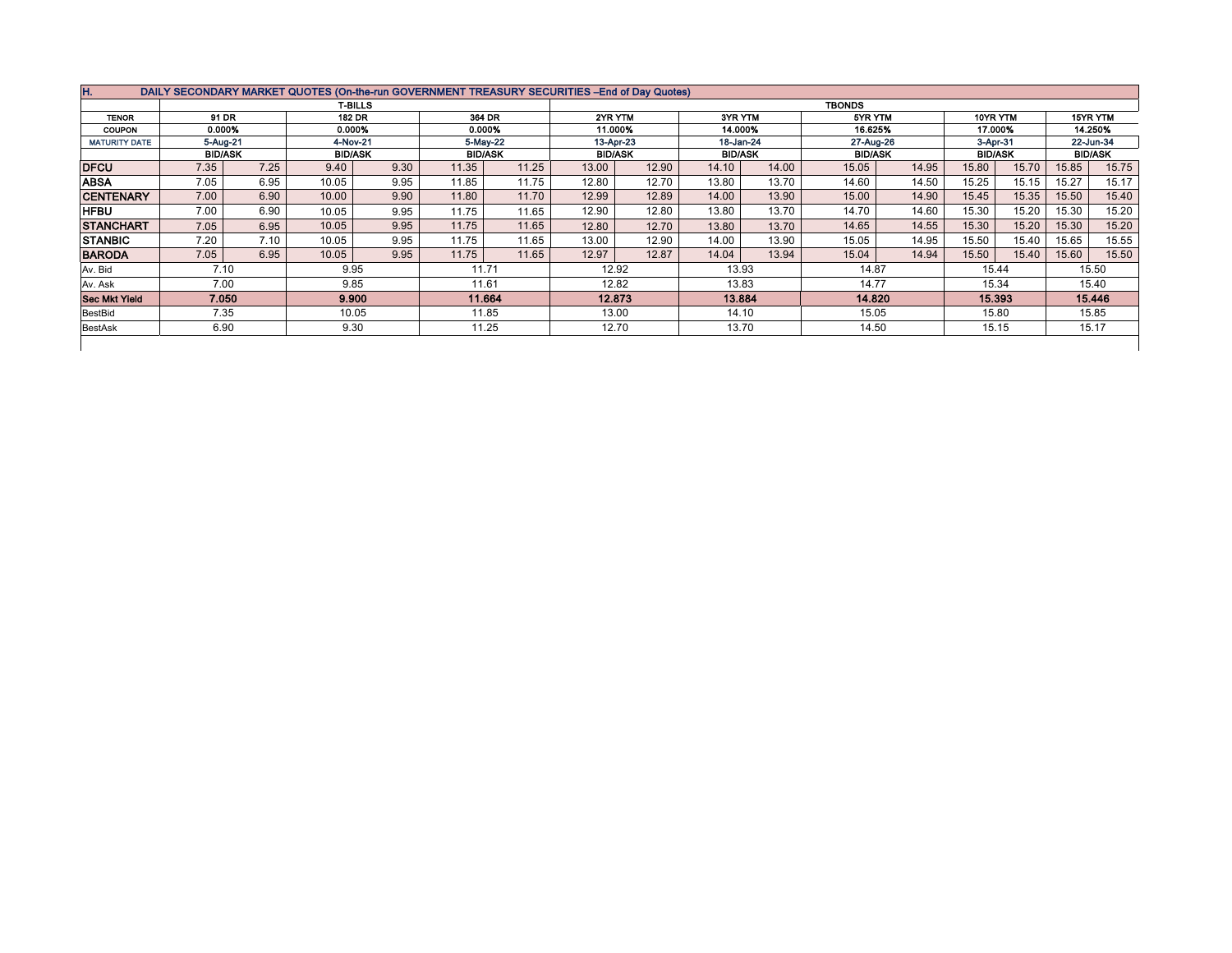## H. DAILY SECONDARY MARKET QUOTES (On-the-run GOVERNMENT TREASURY SECURITIES –End of Day Quotes)

| | T-BILLS | | | | | | TBONDS | | | | | | | | | |
|---|---|---|---|---|---|---|---|---|---|---|---|---|---|---|---|---|
| TENOR | 91 DR | | 182 DR | | 364 DR | | 2YR YTM | | 3YR YTM | | 5YR YTM | | 10YR YTM | | 15YR YTM | |
| COUPON | 0.000% | | 0.000% | | 0.000% | | 11.000% | | 14.000% | | 16.625% | | 17.000% | | 14.250% | |
| MATURITY DATE | 5-Aug-21 | | 4-Nov-21 | | 5-May-22 | | 13-Apr-23 | | 18-Jan-24 | | 27-Aug-26 | | 3-Apr-31 | | 22-Jun-34 | |
| | BID/ASK | | BID/ASK | | BID/ASK | | BID/ASK | | BID/ASK | | BID/ASK | | BID/ASK | | BID/ASK | |
| DFCU | 7.35 | 7.25 | 9.40 | 9.30 | 11.35 | 11.25 | 13.00 | 12.90 | 14.10 | 14.00 | 15.05 | 14.95 | 15.80 | 15.70 | 15.85 | 15.75 |
| ABSA | 7.05 | 6.95 | 10.05 | 9.95 | 11.85 | 11.75 | 12.80 | 12.70 | 13.80 | 13.70 | 14.60 | 14.50 | 15.25 | 15.15 | 15.27 | 15.17 |
| CENTENARY | 7.00 | 6.90 | 10.00 | 9.90 | 11.80 | 11.70 | 12.99 | 12.89 | 14.00 | 13.90 | 15.00 | 14.90 | 15.45 | 15.35 | 15.50 | 15.40 |
| HFBU | 7.00 | 6.90 | 10.05 | 9.95 | 11.75 | 11.65 | 12.90 | 12.80 | 13.80 | 13.70 | 14.70 | 14.60 | 15.30 | 15.20 | 15.30 | 15.20 |
| STANCHART | 7.05 | 6.95 | 10.05 | 9.95 | 11.75 | 11.65 | 12.80 | 12.70 | 13.80 | 13.70 | 14.65 | 14.55 | 15.30 | 15.20 | 15.30 | 15.20 |
| STANBIC | 7.20 | 7.10 | 10.05 | 9.95 | 11.75 | 11.65 | 13.00 | 12.90 | 14.00 | 13.90 | 15.05 | 14.95 | 15.50 | 15.40 | 15.65 | 15.55 |
| BARODA | 7.05 | 6.95 | 10.05 | 9.95 | 11.75 | 11.65 | 12.97 | 12.87 | 14.04 | 13.94 | 15.04 | 14.94 | 15.50 | 15.40 | 15.60 | 15.50 |
| Av. Bid | 7.10 | | 9.95 | | 11.71 | | 12.92 | | 13.93 | | 14.87 | | 15.44 | | 15.50 | |
| Av. Ask | 7.00 | | 9.85 | | 11.61 | | 12.82 | | 13.83 | | 14.77 | | 15.34 | | 15.40 | |
| Sec Mkt Yield | 7.050 | | 9.900 | | 11.664 | | 12.873 | | 13.884 | | 14.820 | | 15.393 | | 15.446 | |
| BestBid | 7.35 | | 10.05 | | 11.85 | | 13.00 | | 14.10 | | 15.05 | | 15.80 | | 15.85 | |
| BestAsk | 6.90 | | 9.30 | | 11.25 | | 12.70 | | 13.70 | | 14.50 | | 15.15 | | 15.17 | |